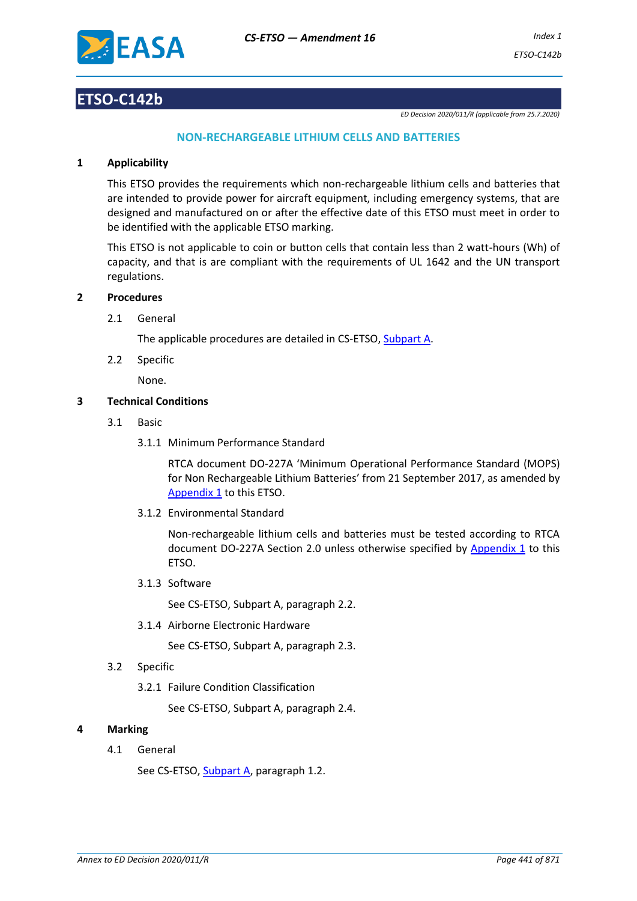# ETSO-C142b

*ED Decision 2020/011/R (applicable from 25.7.2020)*

## NON-RECHARGEABLE LITHIUM CELLS AND BATTERIES

### 1 Applicability

This ETSO provides the requirements which non-rechargeable lithium cells and batteries that are intended to provide power for aircraft equipment, including emergency systems, that are designed and manufactured on or after the effective date of this ETSO must meet in order to be identified with the applicable ETSO marking.

This ETSO is not applicable to coin or button cells that contain less than 2 watt-hours (Wh) of capacity, and that is are compliant with the requirements of UL 1642 and the UN transport regulations.

### 2 Procedures

2.1 General

The applicable procedures are detailed in CS-ETSO, Subpart A.

2.2 Specific

None.

### 3 Technical Conditions

3.1 Basic

3.1.1 Minimum Performance Standard

RTCA document DO-227A 'Minimum Operational Performance Standard (MOPS) for Non Rechargeable Lithium Batteries' from 21 September 2017, as amended by Appendix 1 to this ETSO.

3.1.2 Environmental Standard

Non-rechargeable lithium cells and batteries must be tested according to RTCA document DO-227A Section 2.0 unless otherwise specified by Appendix 1 to this ETSO.

3.1.3 Software

See CS-ETSO, Subpart A, paragraph 2.2.

3.1.4 Airborne Electronic Hardware

See CS-ETSO, Subpart A, paragraph 2.3.

3.2 Specific

3.2.1 Failure Condition Classification

See CS-ETSO, Subpart A, paragraph 2.4.

### 4 Marking

4.1 General

See CS-ETSO, Subpart A, paragraph 1.2.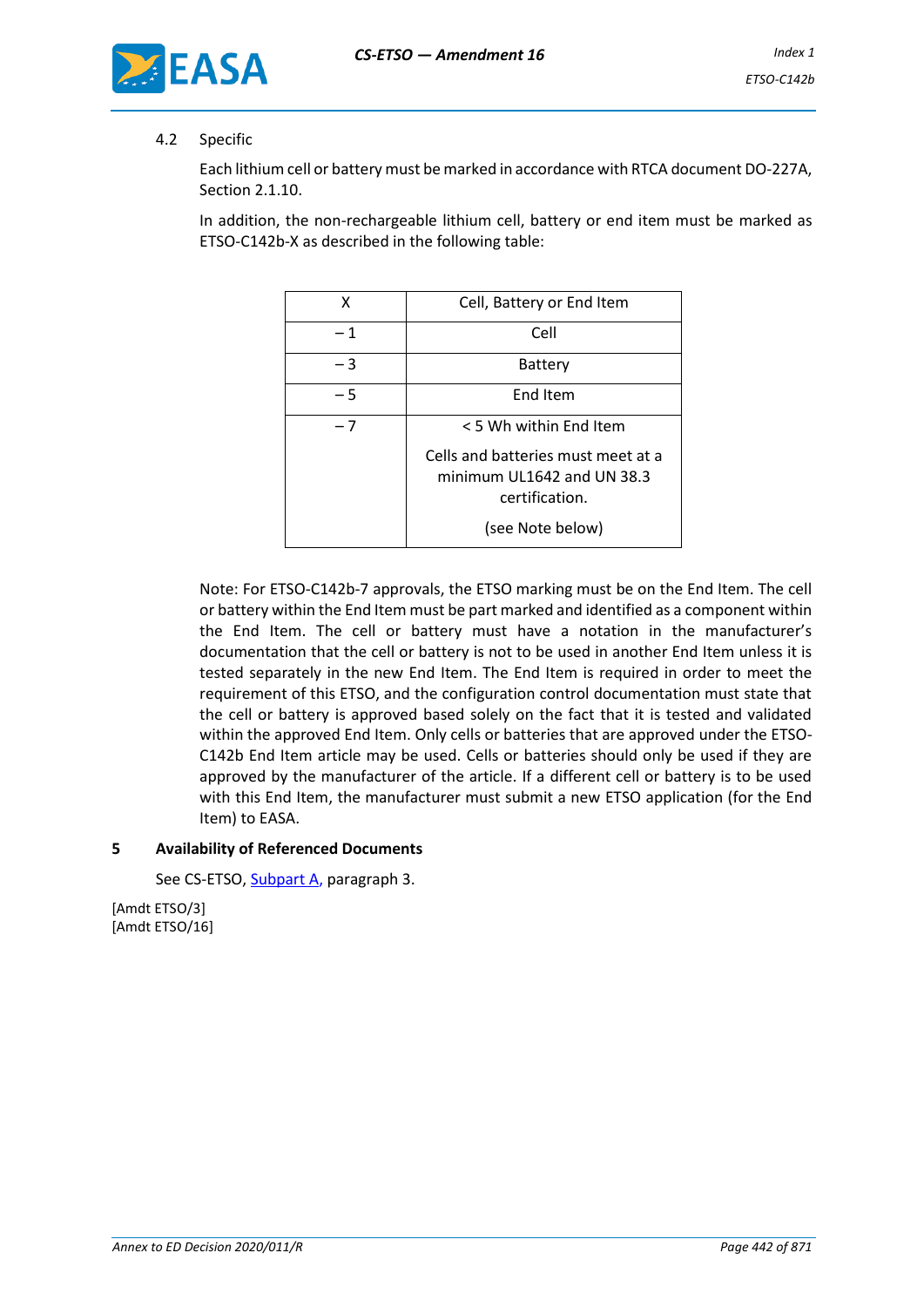### 4.2 Specific

Each lithium cell or battery must be marked in accordance with RTCA document DO-227A, Section 2.1.10.

In addition, the non-rechargeable lithium cell, battery or end item must be marked as ETSO-C142b-X as described in the following table:

| X | Cell, Battery or End Item |
|---|---|
| – 1 | Cell |
| – 3 | Battery |
| – 5 | End Item |
| – 7 | < 5 Wh within End Item<br><br>Cells and batteries must meet at a minimum UL1642 and UN 38.3 certification.<br><br>(see Note below) |

Note: For ETSO-C142b-7 approvals, the ETSO marking must be on the End Item. The cell or battery within the End Item must be part marked and identified as a component within the End Item. The cell or battery must have a notation in the manufacturer's documentation that the cell or battery is not to be used in another End Item unless it is tested separately in the new End Item. The End Item is required in order to meet the requirement of this ETSO, and the configuration control documentation must state that the cell or battery is approved based solely on the fact that it is tested and validated within the approved End Item. Only cells or batteries that are approved under the ETSO-C142b End Item article may be used. Cells or batteries should only be used if they are approved by the manufacturer of the article. If a different cell or battery is to be used with this End Item, the manufacturer must submit a new ETSO application (for the End Item) to EASA.

## 5 Availability of Referenced Documents

See CS-ETSO, Subpart A, paragraph 3.

[Amdt ETSO/3]
[Amdt ETSO/16]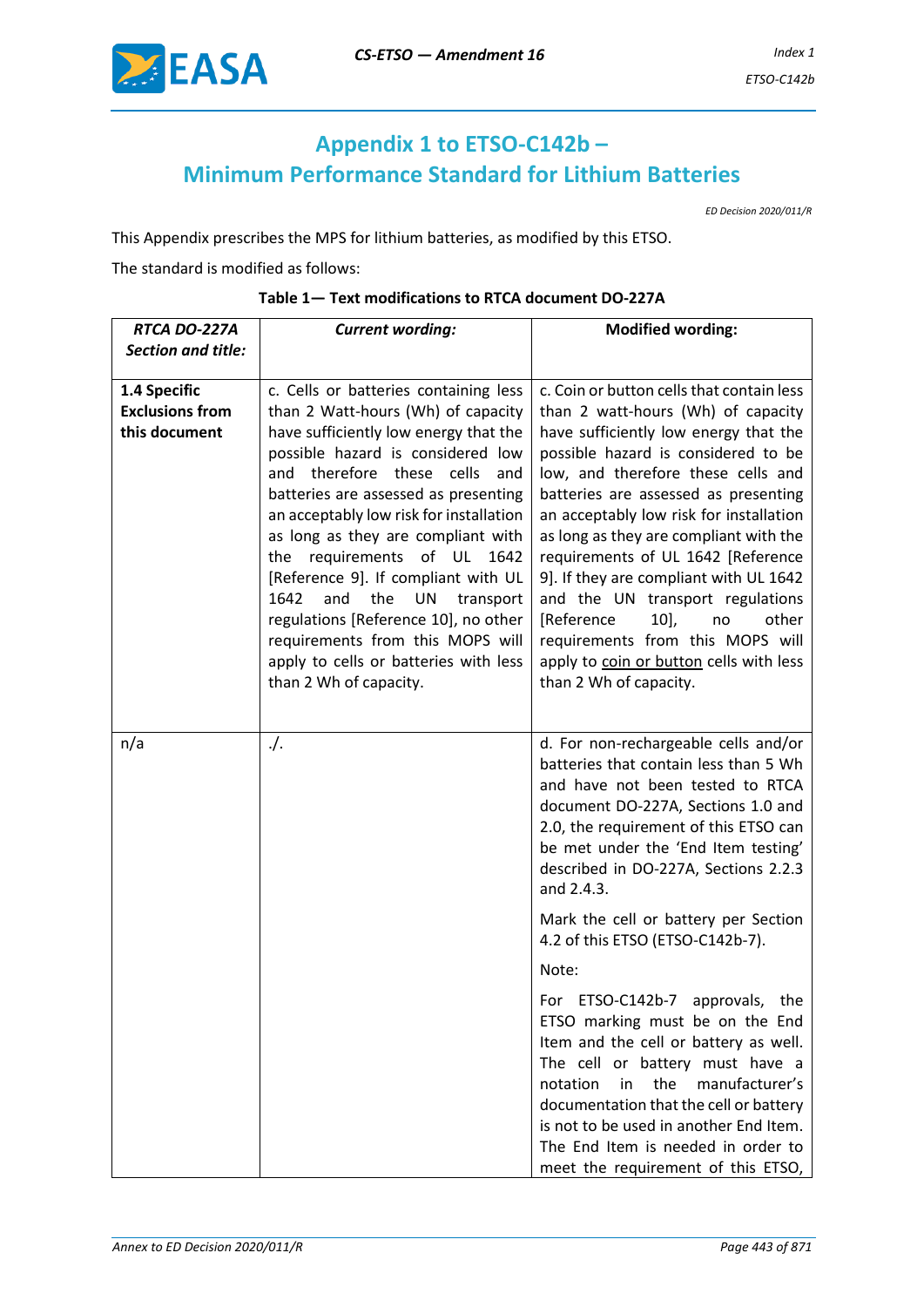## Appendix 1 to ETSO-C142b – Minimum Performance Standard for Lithium Batteries

*ED Decision 2020/011/R*

This Appendix prescribes the MPS for lithium batteries, as modified by this ETSO.

The standard is modified as follows:

**Table 1— Text modifications to RTCA document DO-227A**

| ***RTCA DO-227A Section and title:*** | ***Current wording:*** | **Modified wording:** |
|---|---|---|
| **1.4 Specific Exclusions from this document** | c. Cells or batteries containing less than 2 Watt-hours (Wh) of capacity have sufficiently low energy that the possible hazard is considered low and therefore these cells and batteries are assessed as presenting an acceptably low risk for installation as long as they are compliant with the requirements of UL 1642 [Reference 9]. If compliant with UL 1642 and the UN transport regulations [Reference 10], no other requirements from this MOPS will apply to cells or batteries with less than 2 Wh of capacity. | c. Coin or button cells that contain less than 2 watt-hours (Wh) of capacity have sufficiently low energy that the possible hazard is considered to be low, and therefore these cells and batteries are assessed as presenting an acceptably low risk for installation as long as they are compliant with the requirements of UL 1642 [Reference 9]. If they are compliant with UL 1642 and the UN transport regulations [Reference 10], no other requirements from this MOPS will apply to <u>coin or button</u> cells with less than 2 Wh of capacity. |
| n/a | ./. | d. For non-rechargeable cells and/or batteries that contain less than 5 Wh and have not been tested to RTCA document DO-227A, Sections 1.0 and 2.0, the requirement of this ETSO can be met under the 'End Item testing' described in DO-227A, Sections 2.2.3 and 2.4.3.<br><br>Mark the cell or battery per Section 4.2 of this ETSO (ETSO-C142b-7).<br><br>Note:<br><br>For ETSO-C142b-7 approvals, the ETSO marking must be on the End Item and the cell or battery as well. The cell or battery must have a notation in the manufacturer's documentation that the cell or battery is not to be used in another End Item. The End Item is needed in order to meet the requirement of this ETSO, |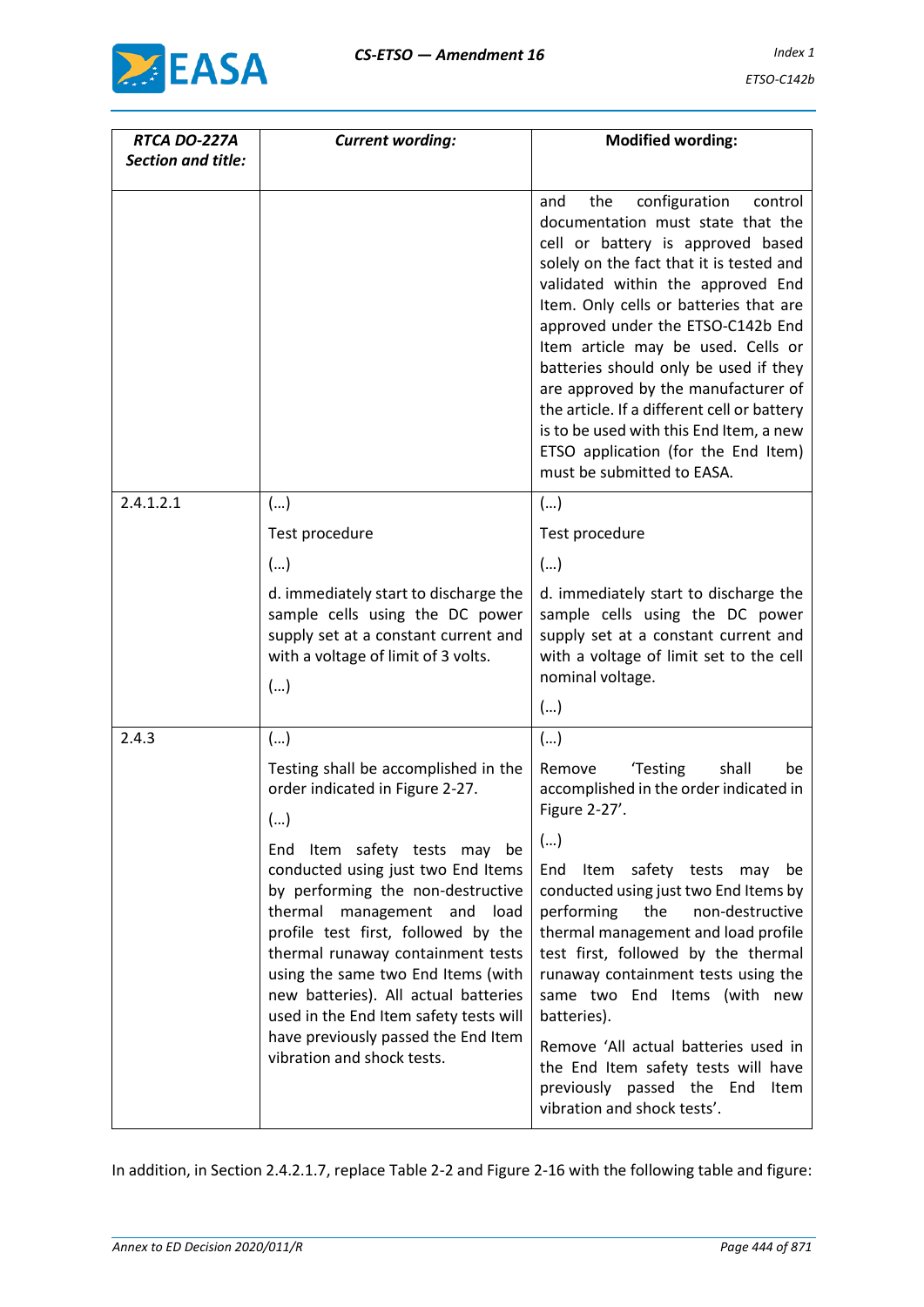| *RTCA DO-227A Section and title:* | *Current wording:* | **Modified wording:** |
|---|---|---|
| | | and the configuration control documentation must state that the cell or battery is approved based solely on the fact that it is tested and validated within the approved End Item. Only cells or batteries that are approved under the ETSO-C142b End Item article may be used. Cells or batteries should only be used if they are approved by the manufacturer of the article. If a different cell or battery is to be used with this End Item, a new ETSO application (for the End Item) must be submitted to EASA. |
| 2.4.1.2.1 | (…)<br><br>Test procedure<br><br>(…)<br><br>d. immediately start to discharge the sample cells using the DC power supply set at a constant current and with a voltage of limit of 3 volts.<br><br>(…) | (…)<br><br>Test procedure<br><br>(…)<br><br>d. immediately start to discharge the sample cells using the DC power supply set at a constant current and with a voltage of limit set to the cell nominal voltage.<br><br>(…) |
| 2.4.3 | (…)<br><br>Testing shall be accomplished in the order indicated in Figure 2-27.<br><br>(…)<br><br>End Item safety tests may be conducted using just two End Items by performing the non-destructive thermal management and load profile test first, followed by the thermal runaway containment tests using the same two End Items (with new batteries). All actual batteries used in the End Item safety tests will have previously passed the End Item vibration and shock tests. | (…)<br><br>Remove 'Testing shall be accomplished in the order indicated in Figure 2-27'.<br><br>(…)<br><br>End Item safety tests may be conducted using just two End Items by performing the non-destructive thermal management and load profile test first, followed by the thermal runaway containment tests using the same two End Items (with new batteries).<br><br>Remove 'All actual batteries used in the End Item safety tests will have previously passed the End Item vibration and shock tests'. |

In addition, in Section 2.4.2.1.7, replace Table 2-2 and Figure 2-16 with the following table and figure: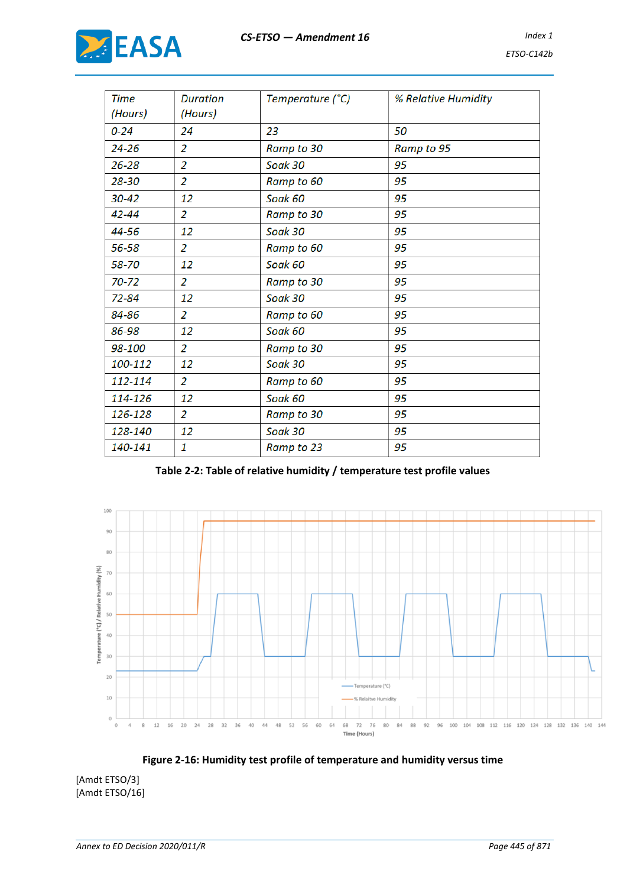| Time (Hours) | Duration (Hours) | Temperature (°C) | % Relative Humidity |
|---|---|---|---|
| 0-24 | 24 | 23 | 50 |
| 24-26 | 2 | Ramp to 30 | Ramp to 95 |
| 26-28 | 2 | Soak 30 | 95 |
| 28-30 | 2 | Ramp to 60 | 95 |
| 30-42 | 12 | Soak 60 | 95 |
| 42-44 | 2 | Ramp to 30 | 95 |
| 44-56 | 12 | Soak 30 | 95 |
| 56-58 | 2 | Ramp to 60 | 95 |
| 58-70 | 12 | Soak 60 | 95 |
| 70-72 | 2 | Ramp to 30 | 95 |
| 72-84 | 12 | Soak 30 | 95 |
| 84-86 | 2 | Ramp to 60 | 95 |
| 86-98 | 12 | Soak 60 | 95 |
| 98-100 | 2 | Ramp to 30 | 95 |
| 100-112 | 12 | Soak 30 | 95 |
| 112-114 | 2 | Ramp to 60 | 95 |
| 114-126 | 12 | Soak 60 | 95 |
| 126-128 | 2 | Ramp to 30 | 95 |
| 128-140 | 12 | Soak 30 | 95 |
| 140-141 | 1 | Ramp to 23 | 95 |

**Table 2-2: Table of relative humidity / temperature test profile values**

Temperature (°C) / Relative Humidity (%)

100
90
80
70
60
50
40
30
20
10
0

0 4 8 12 16 20 24 28 32 36 40 44 48 52 56 60 64 68 72 76 80 84 88 92 96 100 104 108 112 116 120 124 128 132 136 140 144

Time (Hours)

Temperature (°C)

% Relaitve Humidity

**Figure 2-16: Humidity test profile of temperature and humidity versus time**

[Amdt ETSO/3]
[Amdt ETSO/16]